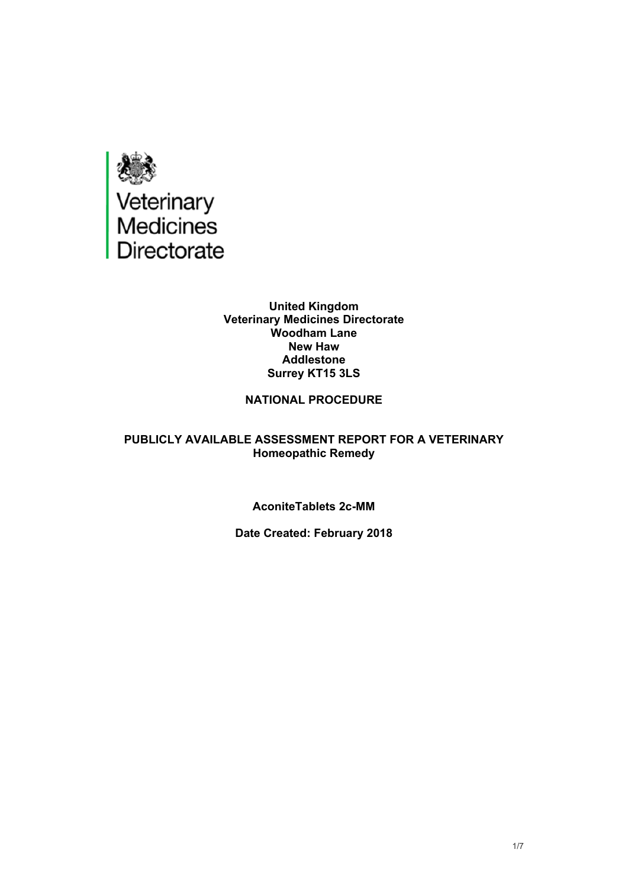Veterinary Medicines Directorate

**United Kingdom**
**Veterinary Medicines Directorate**
**Woodham Lane**
**New Haw**
**Addlestone**
**Surrey KT15 3LS**

**NATIONAL PROCEDURE**

**PUBLICLY AVAILABLE ASSESSMENT REPORT FOR A VETERINARY Homeopathic Remedy**

**AconiteTablets 2c-MM**

**Date Created: February 2018**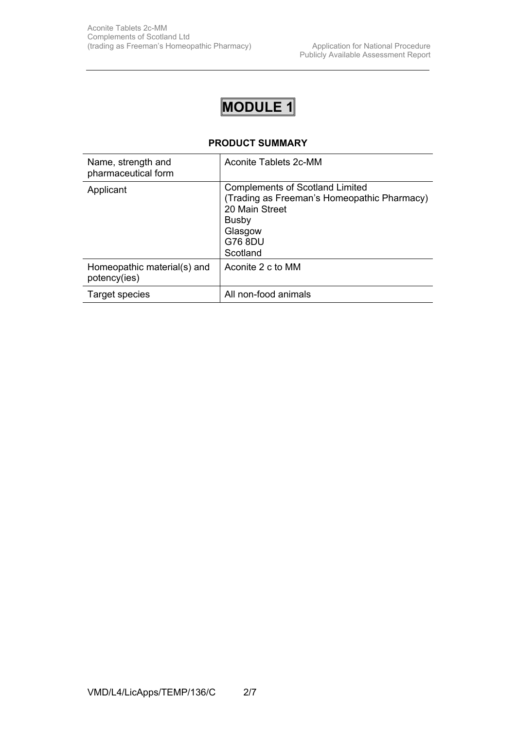# MODULE 1

## PRODUCT SUMMARY

| Name, strength and pharmaceutical form | Aconite Tablets 2c-MM |
|---|---|
| Applicant | Complements of Scotland Limited<br>(Trading as Freeman's Homeopathic Pharmacy)<br>20 Main Street<br>Busby<br>Glasgow<br>G76 8DU<br>Scotland |
| Homeopathic material(s) and potency(ies) | Aconite 2 c to MM |
| Target species | All non-food animals |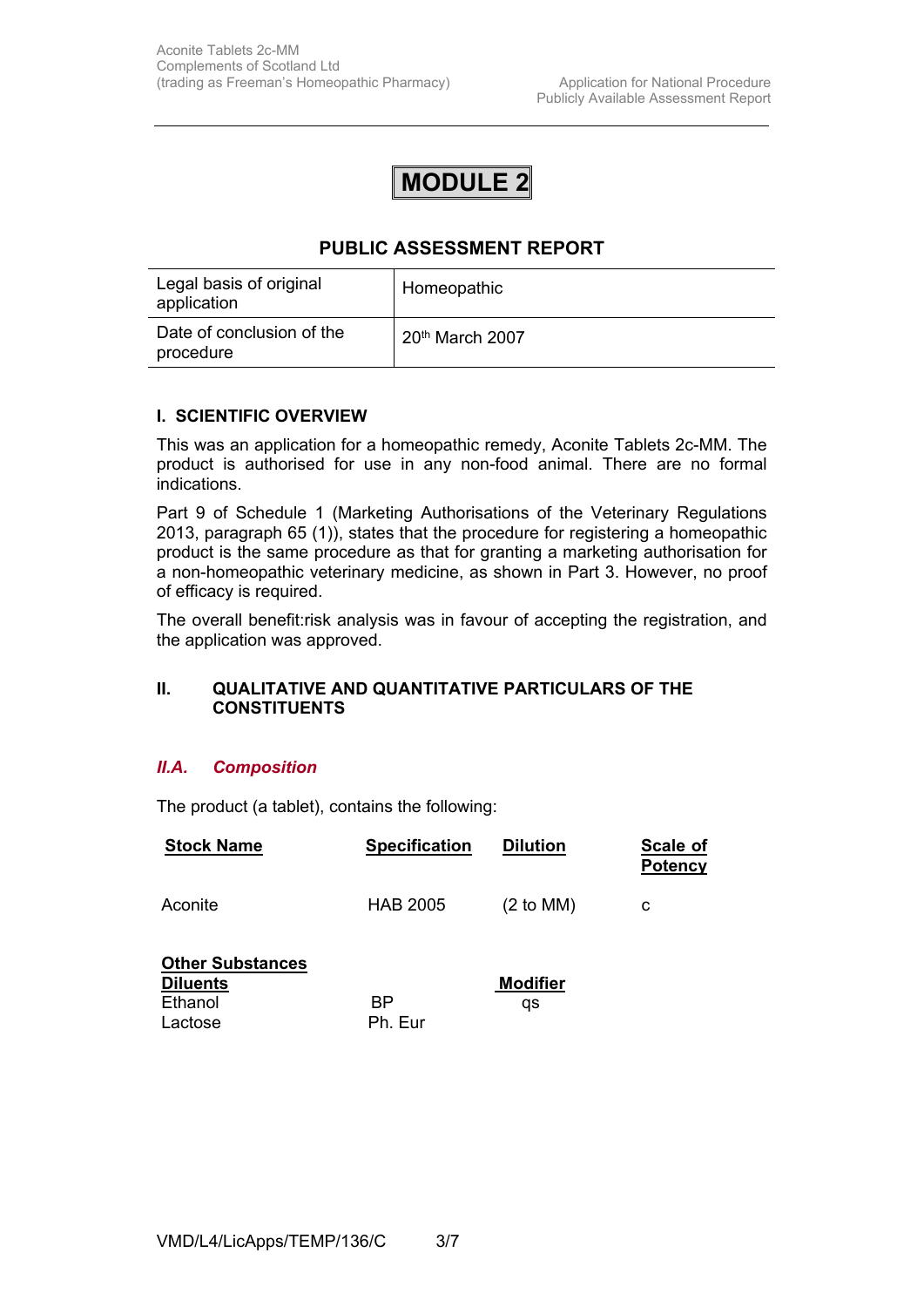# MODULE 2

## PUBLIC ASSESSMENT REPORT

| Legal basis of original application | Homeopathic |
|---|---|
| Date of conclusion of the procedure | 20th March 2007 |

### I. SCIENTIFIC OVERVIEW

This was an application for a homeopathic remedy, Aconite Tablets 2c-MM. The product is authorised for use in any non-food animal. There are no formal indications.

Part 9 of Schedule 1 (Marketing Authorisations of the Veterinary Regulations 2013, paragraph 65 (1)), states that the procedure for registering a homeopathic product is the same procedure as that for granting a marketing authorisation for a non-homeopathic veterinary medicine, as shown in Part 3. However, no proof of efficacy is required.

The overall benefit:risk analysis was in favour of accepting the registration, and the application was approved.

### II. QUALITATIVE AND QUANTITATIVE PARTICULARS OF THE CONSTITUENTS

#### *II.A. Composition*

The product (a tablet), contains the following:

| Stock Name | Specification | Dilution | Scale of Potency |
|---|---|---|---|
| Aconite | HAB 2005 | (2 to MM) | c |

| Other Substances | | |
|---|---|---|
| **Diluents** | | **Modifier** |
| Ethanol | BP | qs |
| Lactose | Ph. Eur | |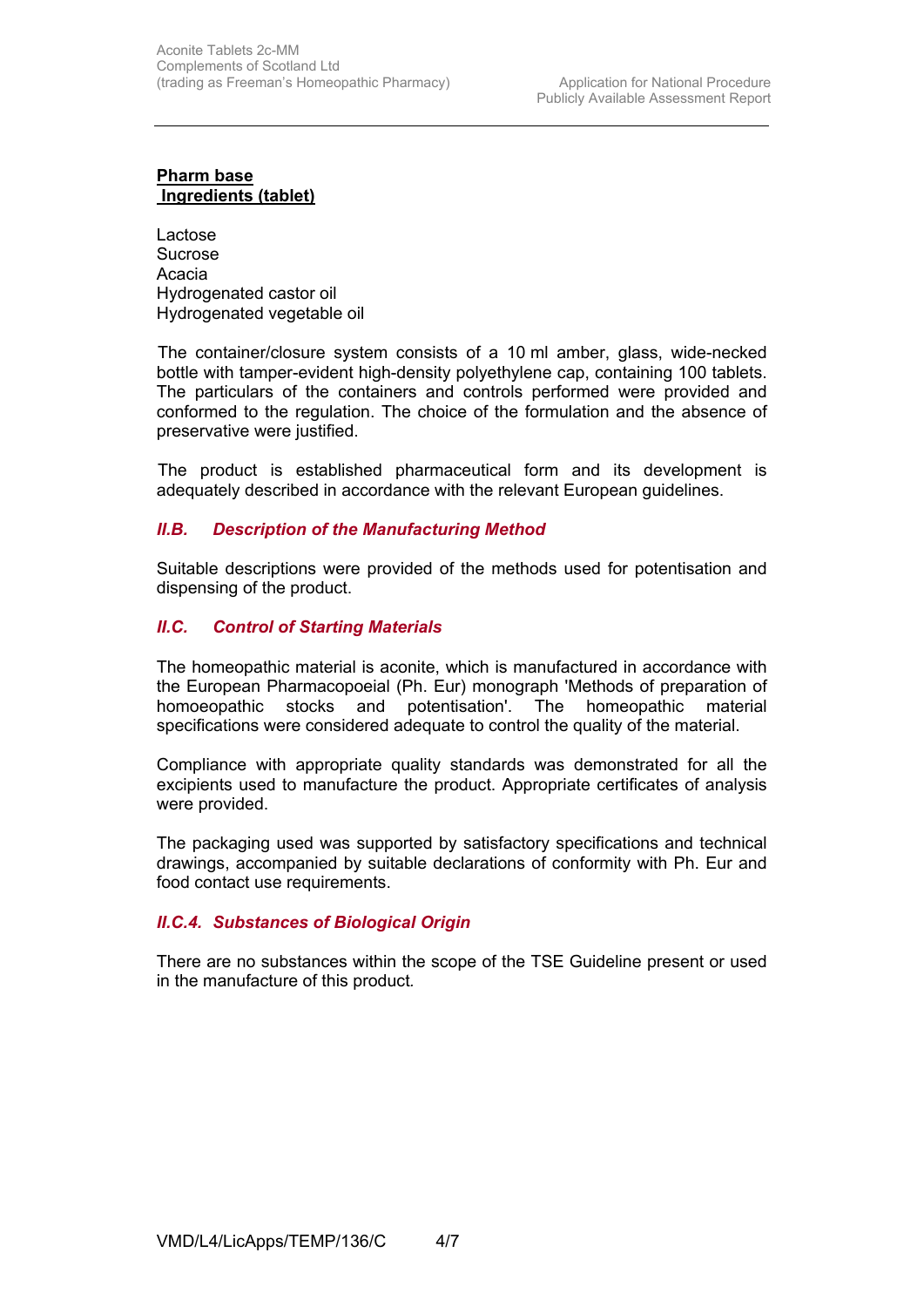**Pharm base**
**Ingredients (tablet)**

Lactose
Sucrose
Acacia
Hydrogenated castor oil
Hydrogenated vegetable oil

The container/closure system consists of a 10 ml amber, glass, wide-necked bottle with tamper-evident high-density polyethylene cap, containing 100 tablets. The particulars of the containers and controls performed were provided and conformed to the regulation. The choice of the formulation and the absence of preservative were justified.

The product is established pharmaceutical form and its development is adequately described in accordance with the relevant European guidelines.

### *II.B. Description of the Manufacturing Method*

Suitable descriptions were provided of the methods used for potentisation and dispensing of the product.

### *II.C. Control of Starting Materials*

The homeopathic material is aconite, which is manufactured in accordance with the European Pharmacopoeial (Ph. Eur) monograph 'Methods of preparation of homoeopathic stocks and potentisation'. The homeopathic material specifications were considered adequate to control the quality of the material.

Compliance with appropriate quality standards was demonstrated for all the excipients used to manufacture the product. Appropriate certificates of analysis were provided.

The packaging used was supported by satisfactory specifications and technical drawings, accompanied by suitable declarations of conformity with Ph. Eur and food contact use requirements.

### *II.C.4. Substances of Biological Origin*

There are no substances within the scope of the TSE Guideline present or used in the manufacture of this product.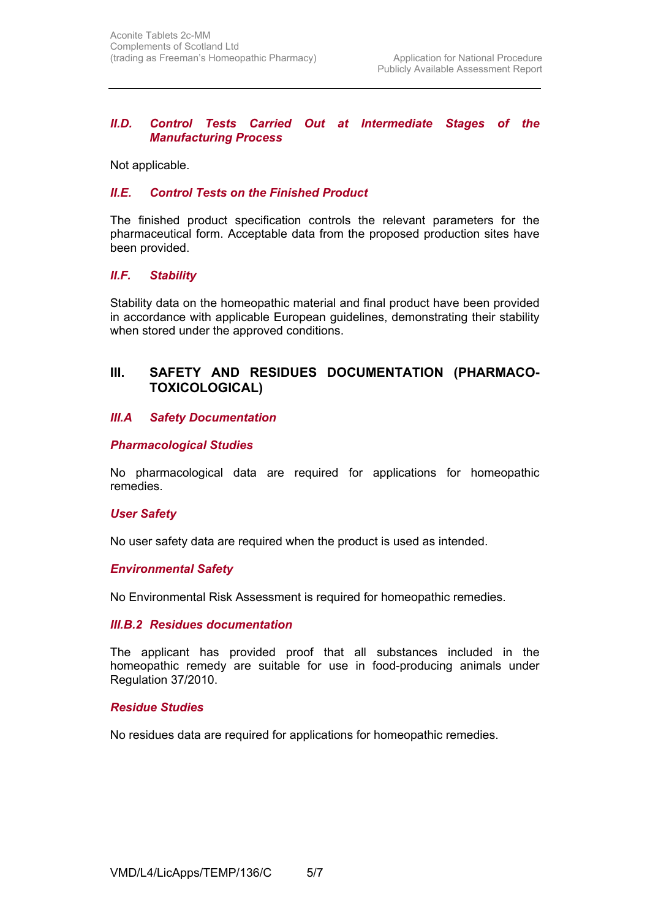### II.D. *Control Tests Carried Out at Intermediate Stages of the Manufacturing Process*

Not applicable.

### II.E. *Control Tests on the Finished Product*

The finished product specification controls the relevant parameters for the pharmaceutical form. Acceptable data from the proposed production sites have been provided.

### II.F. *Stability*

Stability data on the homeopathic material and final product have been provided in accordance with applicable European guidelines, demonstrating their stability when stored under the approved conditions.

## III. SAFETY AND RESIDUES DOCUMENTATION (PHARMACO-TOXICOLOGICAL)

### III.A *Safety Documentation*

#### *Pharmacological Studies*

No pharmacological data are required for applications for homeopathic remedies.

#### *User Safety*

No user safety data are required when the product is used as intended.

#### *Environmental Safety*

No Environmental Risk Assessment is required for homeopathic remedies.

### III.B.2 *Residues documentation*

The applicant has provided proof that all substances included in the homeopathic remedy are suitable for use in food-producing animals under Regulation 37/2010.

#### *Residue Studies*

No residues data are required for applications for homeopathic remedies.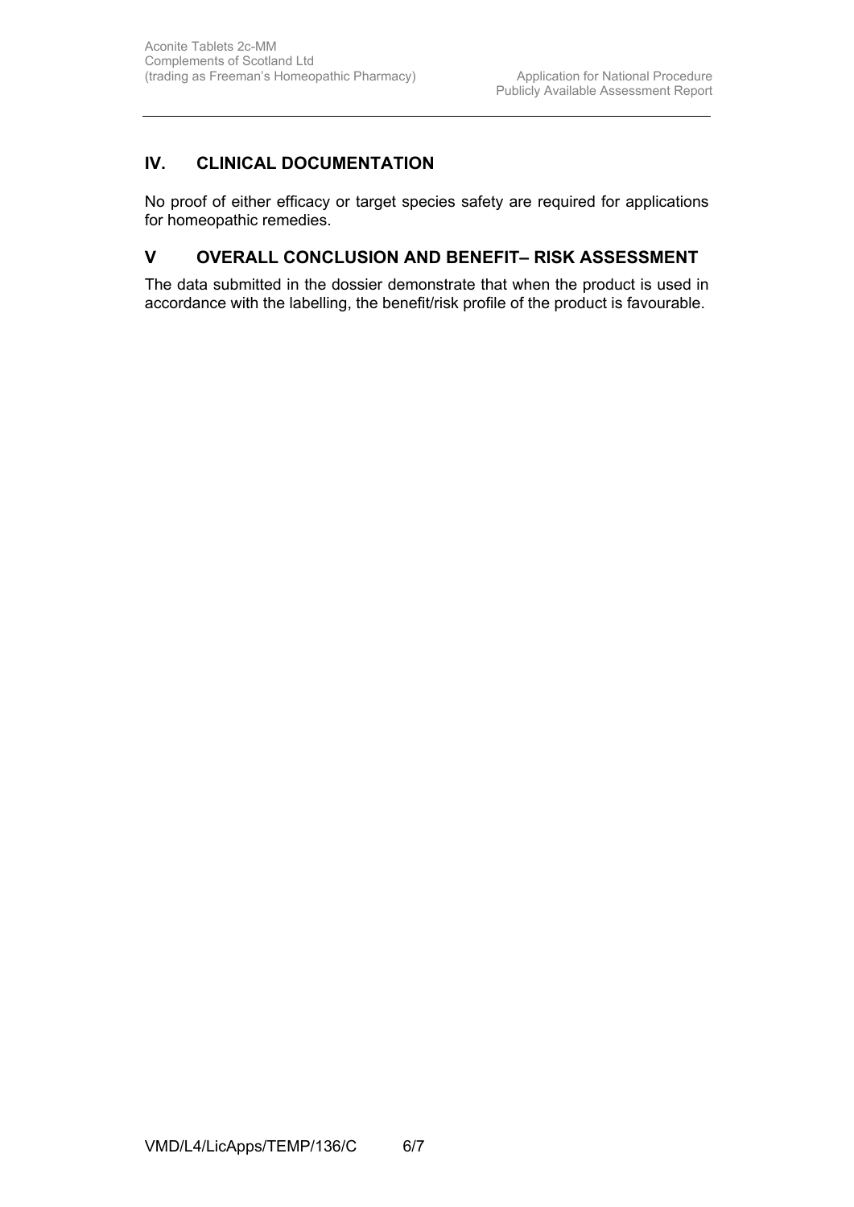## IV. CLINICAL DOCUMENTATION

No proof of either efficacy or target species safety are required for applications for homeopathic remedies.

## V OVERALL CONCLUSION AND BENEFIT– RISK ASSESSMENT

The data submitted in the dossier demonstrate that when the product is used in accordance with the labelling, the benefit/risk profile of the product is favourable.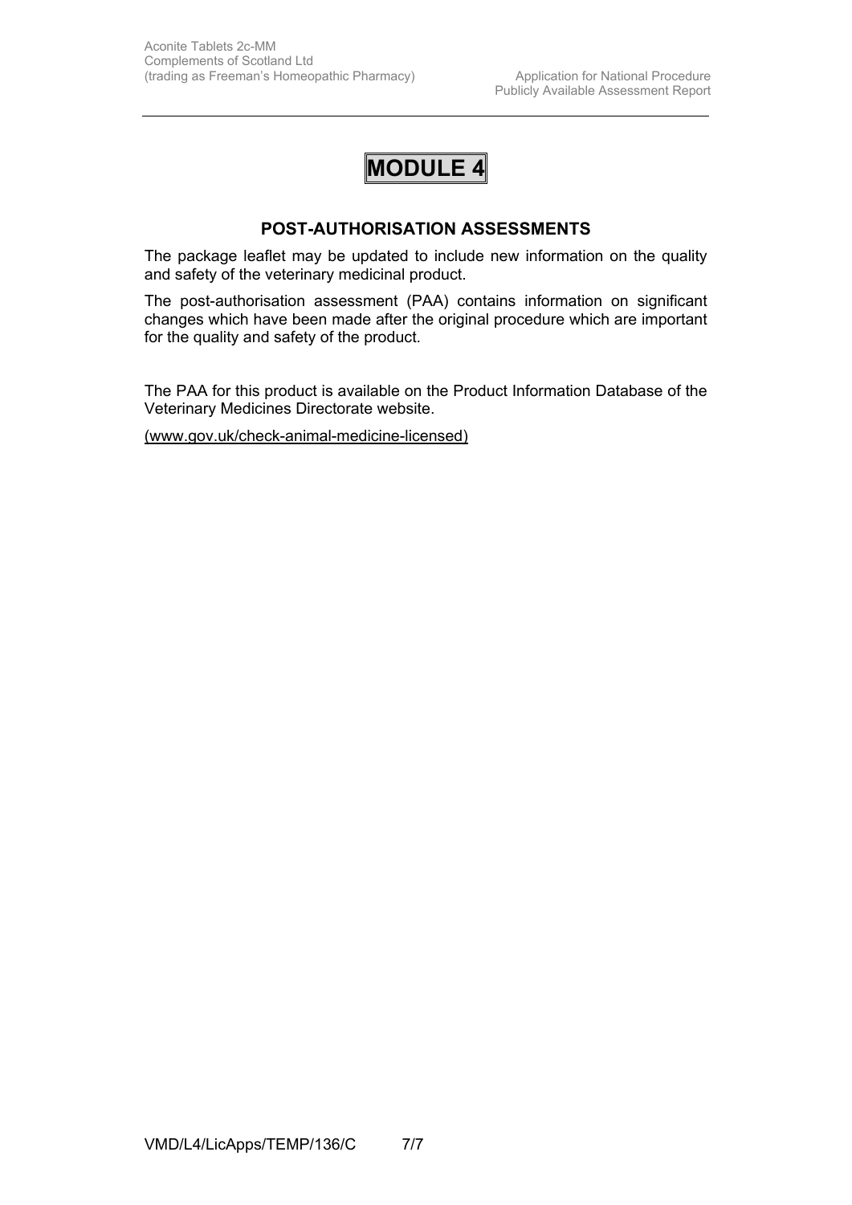# MODULE 4

## POST-AUTHORISATION ASSESSMENTS

The package leaflet may be updated to include new information on the quality and safety of the veterinary medicinal product.

The post-authorisation assessment (PAA) contains information on significant changes which have been made after the original procedure which are important for the quality and safety of the product.

The PAA for this product is available on the Product Information Database of the Veterinary Medicines Directorate website.

(www.gov.uk/check-animal-medicine-licensed)